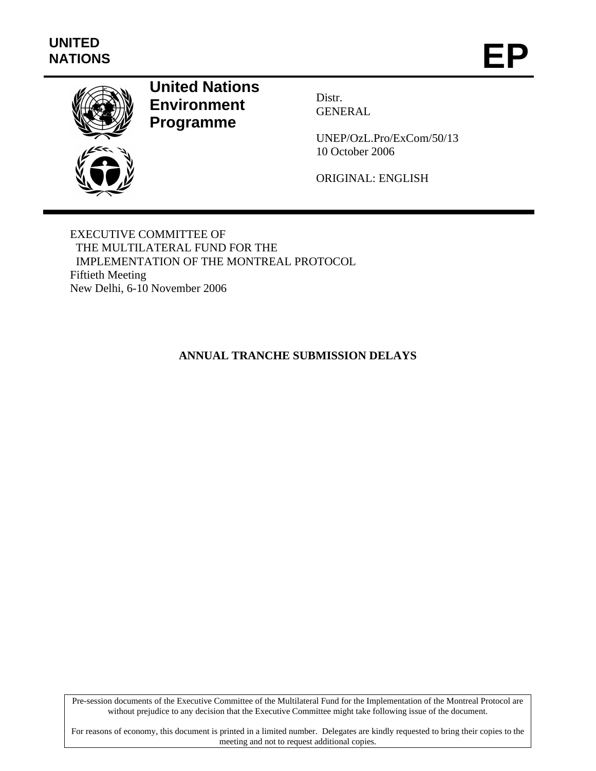UNITED NATIONS

# EP

**United Nations Environment Programme**

Distr.
GENERAL

UNEP/OzL.Pro/ExCom/50/13
10 October 2006

ORIGINAL: ENGLISH

EXECUTIVE COMMITTEE OF
THE MULTILATERAL FUND FOR THE
IMPLEMENTATION OF THE MONTREAL PROTOCOL
Fiftieth Meeting
New Delhi, 6-10 November 2006

## ANNUAL TRANCHE SUBMISSION DELAYS

Pre-session documents of the Executive Committee of the Multilateral Fund for the Implementation of the Montreal Protocol are without prejudice to any decision that the Executive Committee might take following issue of the document.

For reasons of economy, this document is printed in a limited number. Delegates are kindly requested to bring their copies to the meeting and not to request additional copies.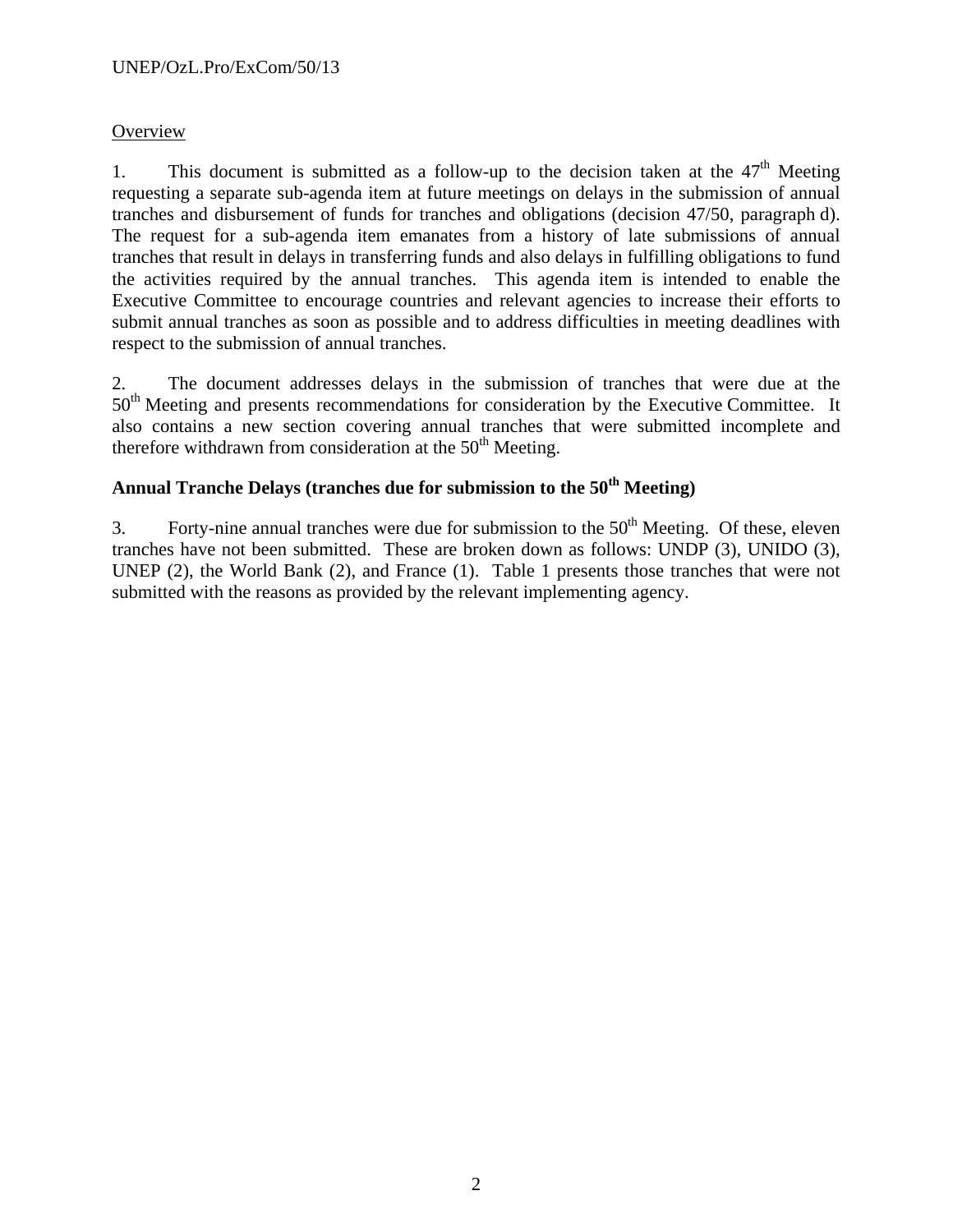Overview

1. This document is submitted as a follow-up to the decision taken at the 47th Meeting requesting a separate sub-agenda item at future meetings on delays in the submission of annual tranches and disbursement of funds for tranches and obligations (decision 47/50, paragraph d). The request for a sub-agenda item emanates from a history of late submissions of annual tranches that result in delays in transferring funds and also delays in fulfilling obligations to fund the activities required by the annual tranches. This agenda item is intended to enable the Executive Committee to encourage countries and relevant agencies to increase their efforts to submit annual tranches as soon as possible and to address difficulties in meeting deadlines with respect to the submission of annual tranches.

2. The document addresses delays in the submission of tranches that were due at the 50th Meeting and presents recommendations for consideration by the Executive Committee. It also contains a new section covering annual tranches that were submitted incomplete and therefore withdrawn from consideration at the 50th Meeting.

**Annual Tranche Delays (tranches due for submission to the 50th Meeting)**

3. Forty-nine annual tranches were due for submission to the 50th Meeting. Of these, eleven tranches have not been submitted. These are broken down as follows: UNDP (3), UNIDO (3), UNEP (2), the World Bank (2), and France (1). Table 1 presents those tranches that were not submitted with the reasons as provided by the relevant implementing agency.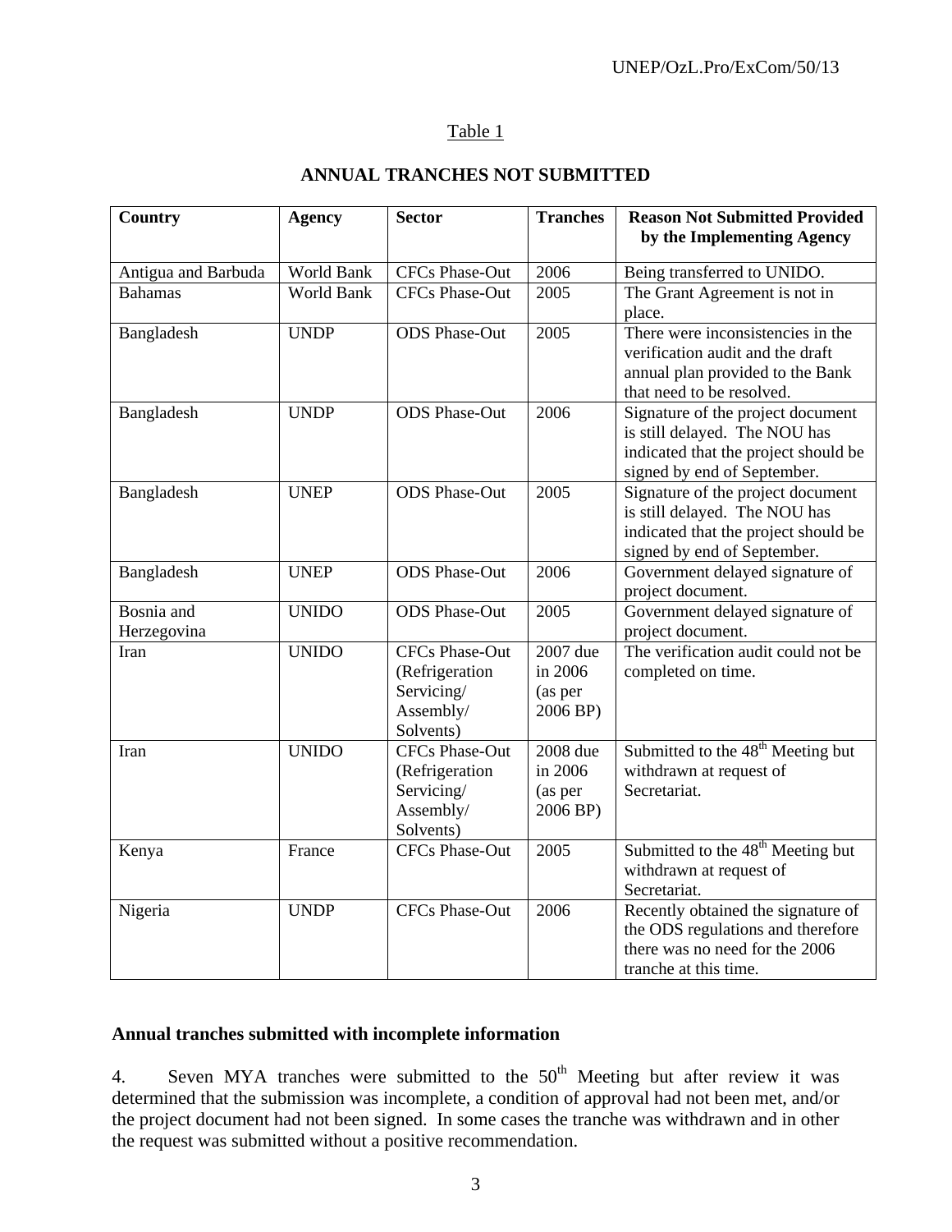Table 1

**ANNUAL TRANCHES NOT SUBMITTED**

| Country | Agency | Sector | Tranches | Reason Not Submitted Provided by the Implementing Agency |
|---|---|---|---|---|
| Antigua and Barbuda | World Bank | CFCs Phase-Out | 2006 | Being transferred to UNIDO. |
| Bahamas | World Bank | CFCs Phase-Out | 2005 | The Grant Agreement is not in place. |
| Bangladesh | UNDP | ODS Phase-Out | 2005 | There were inconsistencies in the verification audit and the draft annual plan provided to the Bank that need to be resolved. |
| Bangladesh | UNDP | ODS Phase-Out | 2006 | Signature of the project document is still delayed. The NOU has indicated that the project should be signed by end of September. |
| Bangladesh | UNEP | ODS Phase-Out | 2005 | Signature of the project document is still delayed. The NOU has indicated that the project should be signed by end of September. |
| Bangladesh | UNEP | ODS Phase-Out | 2006 | Government delayed signature of project document. |
| Bosnia and Herzegovina | UNIDO | ODS Phase-Out | 2005 | Government delayed signature of project document. |
| Iran | UNIDO | CFCs Phase-Out (Refrigeration Servicing/ Assembly/ Solvents) | 2007 due in 2006 (as per 2006 BP) | The verification audit could not be completed on time. |
| Iran | UNIDO | CFCs Phase-Out (Refrigeration Servicing/ Assembly/ Solvents) | 2008 due in 2006 (as per 2006 BP) | Submitted to the 48th Meeting but withdrawn at request of Secretariat. |
| Kenya | France | CFCs Phase-Out | 2005 | Submitted to the 48th Meeting but withdrawn at request of Secretariat. |
| Nigeria | UNDP | CFCs Phase-Out | 2006 | Recently obtained the signature of the ODS regulations and therefore there was no need for the 2006 tranche at this time. |

**Annual tranches submitted with incomplete information**

4. Seven MYA tranches were submitted to the 50th Meeting but after review it was determined that the submission was incomplete, a condition of approval had not been met, and/or the project document had not been signed. In some cases the tranche was withdrawn and in other the request was submitted without a positive recommendation.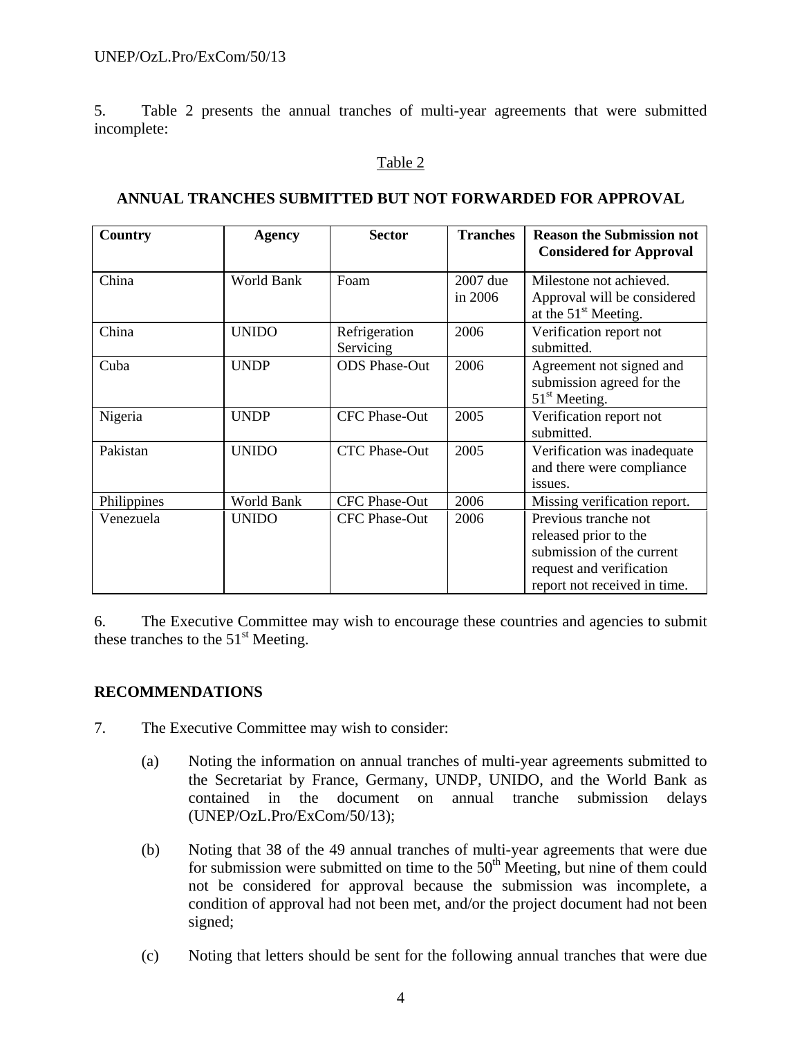5. Table 2 presents the annual tranches of multi-year agreements that were submitted incomplete:

Table 2

**ANNUAL TRANCHES SUBMITTED BUT NOT FORWARDED FOR APPROVAL**

| Country | Agency | Sector | Tranches | Reason the Submission not Considered for Approval |
|---|---|---|---|---|
| China | World Bank | Foam | 2007 due in 2006 | Milestone not achieved. Approval will be considered at the 51st Meeting. |
| China | UNIDO | Refrigeration Servicing | 2006 | Verification report not submitted. |
| Cuba | UNDP | ODS Phase-Out | 2006 | Agreement not signed and submission agreed for the 51st Meeting. |
| Nigeria | UNDP | CFC Phase-Out | 2005 | Verification report not submitted. |
| Pakistan | UNIDO | CTC Phase-Out | 2005 | Verification was inadequate and there were compliance issues. |
| Philippines | World Bank | CFC Phase-Out | 2006 | Missing verification report. |
| Venezuela | UNIDO | CFC Phase-Out | 2006 | Previous tranche not released prior to the submission of the current request and verification report not received in time. |

6. The Executive Committee may wish to encourage these countries and agencies to submit these tranches to the 51st Meeting.

**RECOMMENDATIONS**

7. The Executive Committee may wish to consider:

(a) Noting the information on annual tranches of multi-year agreements submitted to the Secretariat by France, Germany, UNDP, UNIDO, and the World Bank as contained in the document on annual tranche submission delays (UNEP/OzL.Pro/ExCom/50/13);

(b) Noting that 38 of the 49 annual tranches of multi-year agreements that were due for submission were submitted on time to the 50th Meeting, but nine of them could not be considered for approval because the submission was incomplete, a condition of approval had not been met, and/or the project document had not been signed;

(c) Noting that letters should be sent for the following annual tranches that were due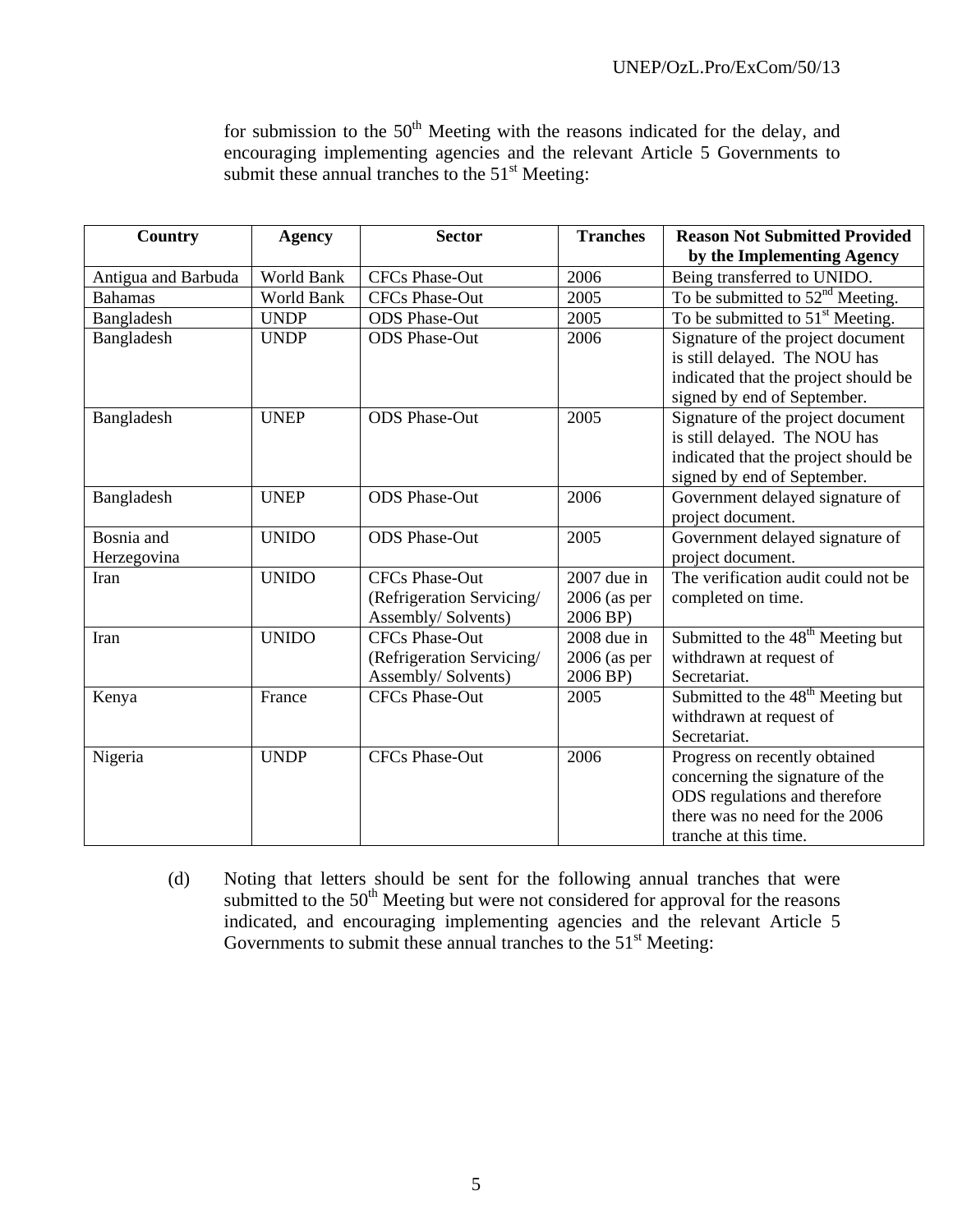for submission to the 50th Meeting with the reasons indicated for the delay, and encouraging implementing agencies and the relevant Article 5 Governments to submit these annual tranches to the 51st Meeting:

| Country | Agency | Sector | Tranches | Reason Not Submitted Provided by the Implementing Agency |
|---|---|---|---|---|
| Antigua and Barbuda | World Bank | CFCs Phase-Out | 2006 | Being transferred to UNIDO. |
| Bahamas | World Bank | CFCs Phase-Out | 2005 | To be submitted to 52nd Meeting. |
| Bangladesh | UNDP | ODS Phase-Out | 2005 | To be submitted to 51st Meeting. |
| Bangladesh | UNDP | ODS Phase-Out | 2006 | Signature of the project document is still delayed. The NOU has indicated that the project should be signed by end of September. |
| Bangladesh | UNEP | ODS Phase-Out | 2005 | Signature of the project document is still delayed. The NOU has indicated that the project should be signed by end of September. |
| Bangladesh | UNEP | ODS Phase-Out | 2006 | Government delayed signature of project document. |
| Bosnia and Herzegovina | UNIDO | ODS Phase-Out | 2005 | Government delayed signature of project document. |
| Iran | UNIDO | CFCs Phase-Out (Refrigeration Servicing/ Assembly/ Solvents) | 2007 due in 2006 (as per 2006 BP) | The verification audit could not be completed on time. |
| Iran | UNIDO | CFCs Phase-Out (Refrigeration Servicing/ Assembly/ Solvents) | 2008 due in 2006 (as per 2006 BP) | Submitted to the 48th Meeting but withdrawn at request of Secretariat. |
| Kenya | France | CFCs Phase-Out | 2005 | Submitted to the 48th Meeting but withdrawn at request of Secretariat. |
| Nigeria | UNDP | CFCs Phase-Out | 2006 | Progress on recently obtained concerning the signature of the ODS regulations and therefore there was no need for the 2006 tranche at this time. |

(d) Noting that letters should be sent for the following annual tranches that were submitted to the 50th Meeting but were not considered for approval for the reasons indicated, and encouraging implementing agencies and the relevant Article 5 Governments to submit these annual tranches to the 51st Meeting: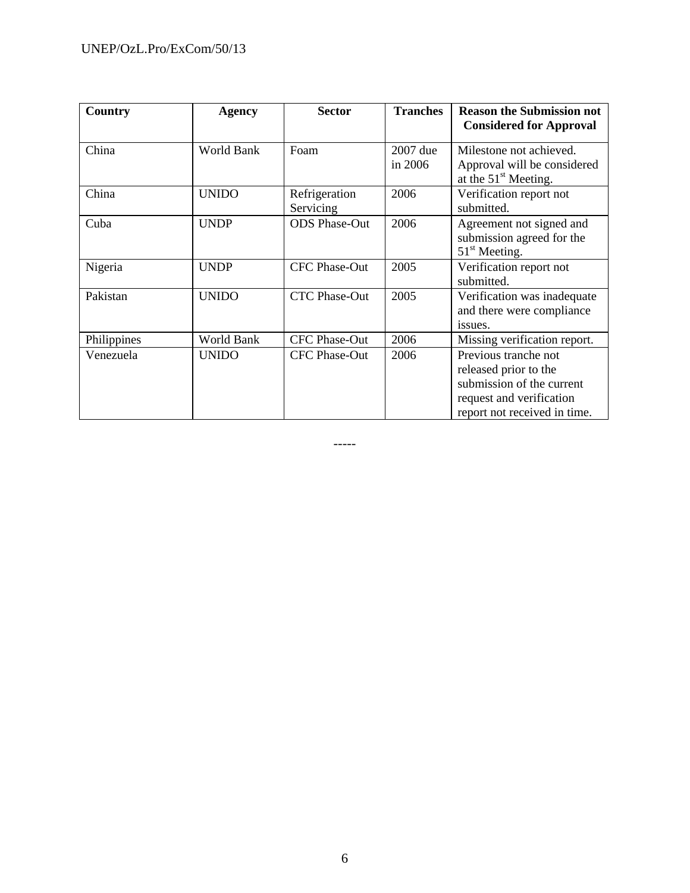| Country | Agency | Sector | Tranches | Reason the Submission not Considered for Approval |
|---|---|---|---|---|
| China | World Bank | Foam | 2007 due in 2006 | Milestone not achieved. Approval will be considered at the 51st Meeting. |
| China | UNIDO | Refrigeration Servicing | 2006 | Verification report not submitted. |
| Cuba | UNDP | ODS Phase-Out | 2006 | Agreement not signed and submission agreed for the 51st Meeting. |
| Nigeria | UNDP | CFC Phase-Out | 2005 | Verification report not submitted. |
| Pakistan | UNIDO | CTC Phase-Out | 2005 | Verification was inadequate and there were compliance issues. |
| Philippines | World Bank | CFC Phase-Out | 2006 | Missing verification report. |
| Venezuela | UNIDO | CFC Phase-Out | 2006 | Previous tranche not released prior to the submission of the current request and verification report not received in time. |

-----